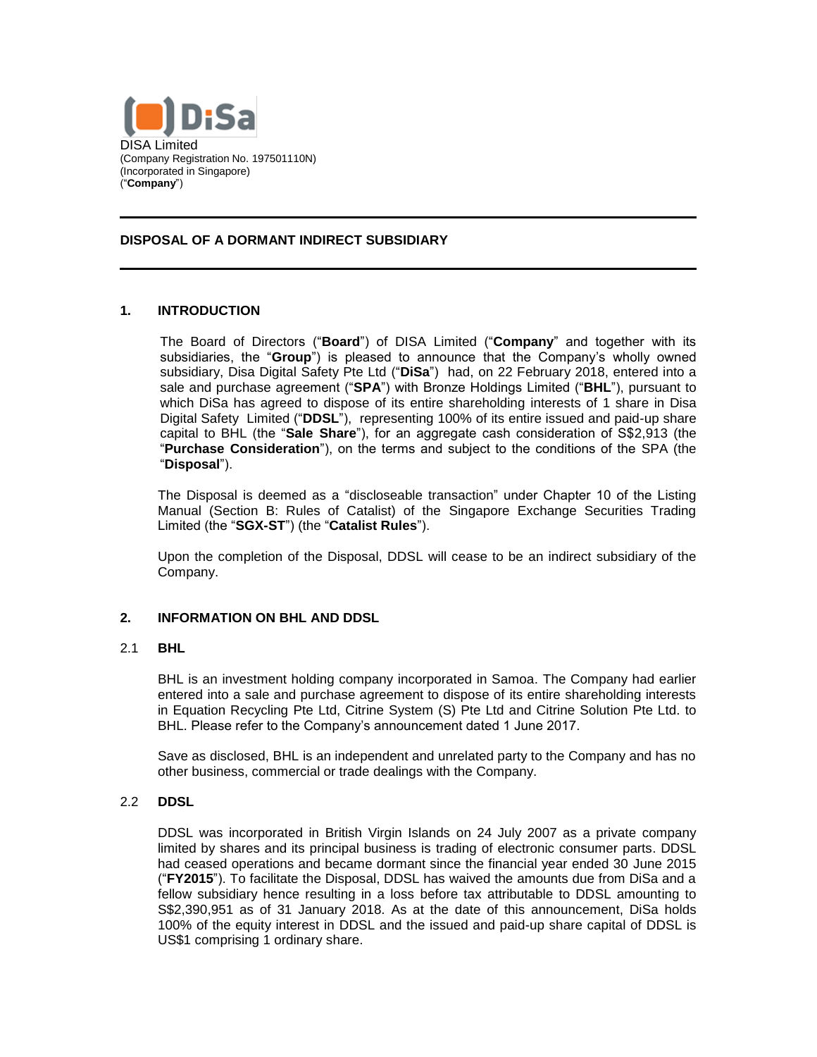DiSa

DISA Limited
(Company Registration No. 197501110N)
(Incorporated in Singapore)
("**Company**")

---

## DISPOSAL OF A DORMANT INDIRECT SUBSIDIARY

---

### 1. INTRODUCTION

The Board of Directors ("**Board**") of DISA Limited ("**Company**" and together with its subsidiaries, the "**Group**") is pleased to announce that the Company's wholly owned subsidiary, Disa Digital Safety Pte Ltd ("**DiSa**") had, on 22 February 2018, entered into a sale and purchase agreement ("**SPA**") with Bronze Holdings Limited ("**BHL**"), pursuant to which DiSa has agreed to dispose of its entire shareholding interests of 1 share in Disa Digital Safety Limited ("**DDSL**"), representing 100% of its entire issued and paid-up share capital to BHL (the "**Sale Share**"), for an aggregate cash consideration of S$2,913 (the "**Purchase Consideration**"), on the terms and subject to the conditions of the SPA (the "**Disposal**").

The Disposal is deemed as a "discloseable transaction" under Chapter 10 of the Listing Manual (Section B: Rules of Catalist) of the Singapore Exchange Securities Trading Limited (the "**SGX-ST**") (the "**Catalist Rules**").

Upon the completion of the Disposal, DDSL will cease to be an indirect subsidiary of the Company.

### 2. INFORMATION ON BHL AND DDSL

#### 2.1 BHL

BHL is an investment holding company incorporated in Samoa. The Company had earlier entered into a sale and purchase agreement to dispose of its entire shareholding interests in Equation Recycling Pte Ltd, Citrine System (S) Pte Ltd and Citrine Solution Pte Ltd. to BHL. Please refer to the Company's announcement dated 1 June 2017.

Save as disclosed, BHL is an independent and unrelated party to the Company and has no other business, commercial or trade dealings with the Company.

#### 2.2 DDSL

DDSL was incorporated in British Virgin Islands on 24 July 2007 as a private company limited by shares and its principal business is trading of electronic consumer parts. DDSL had ceased operations and became dormant since the financial year ended 30 June 2015 ("**FY2015**"). To facilitate the Disposal, DDSL has waived the amounts due from DiSa and a fellow subsidiary hence resulting in a loss before tax attributable to DDSL amounting to S$2,390,951 as of 31 January 2018. As at the date of this announcement, DiSa holds 100% of the equity interest in DDSL and the issued and paid-up share capital of DDSL is US$1 comprising 1 ordinary share.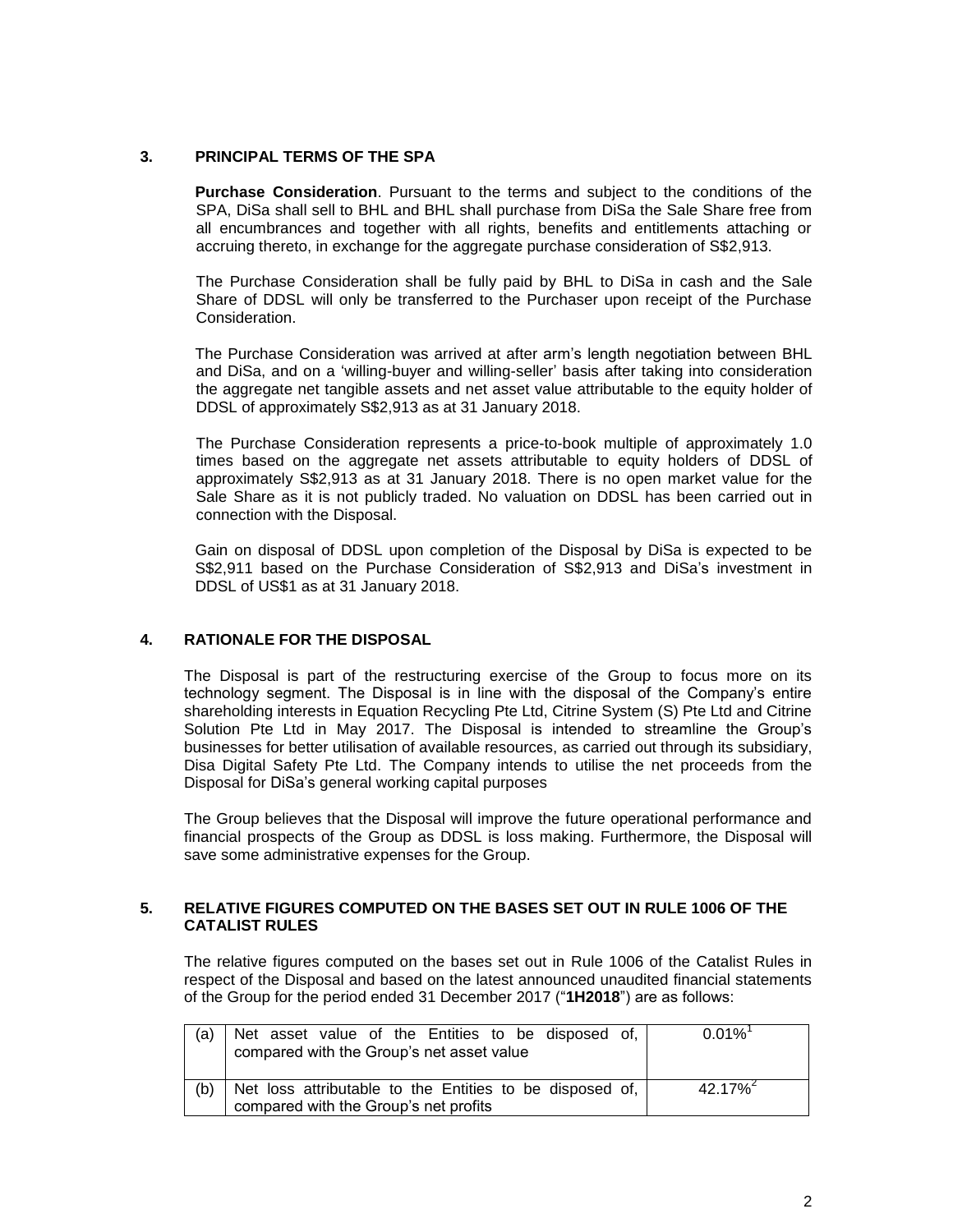## 3. PRINCIPAL TERMS OF THE SPA

**Purchase Consideration**. Pursuant to the terms and subject to the conditions of the SPA, DiSa shall sell to BHL and BHL shall purchase from DiSa the Sale Share free from all encumbrances and together with all rights, benefits and entitlements attaching or accruing thereto, in exchange for the aggregate purchase consideration of S$2,913.

The Purchase Consideration shall be fully paid by BHL to DiSa in cash and the Sale Share of DDSL will only be transferred to the Purchaser upon receipt of the Purchase Consideration.

The Purchase Consideration was arrived at after arm's length negotiation between BHL and DiSa, and on a 'willing-buyer and willing-seller' basis after taking into consideration the aggregate net tangible assets and net asset value attributable to the equity holder of DDSL of approximately S$2,913 as at 31 January 2018.

The Purchase Consideration represents a price-to-book multiple of approximately 1.0 times based on the aggregate net assets attributable to equity holders of DDSL of approximately S$2,913 as at 31 January 2018. There is no open market value for the Sale Share as it is not publicly traded. No valuation on DDSL has been carried out in connection with the Disposal.

Gain on disposal of DDSL upon completion of the Disposal by DiSa is expected to be S$2,911 based on the Purchase Consideration of S$2,913 and DiSa's investment in DDSL of US$1 as at 31 January 2018.

## 4. RATIONALE FOR THE DISPOSAL

The Disposal is part of the restructuring exercise of the Group to focus more on its technology segment. The Disposal is in line with the disposal of the Company's entire shareholding interests in Equation Recycling Pte Ltd, Citrine System (S) Pte Ltd and Citrine Solution Pte Ltd in May 2017. The Disposal is intended to streamline the Group's businesses for better utilisation of available resources, as carried out through its subsidiary, Disa Digital Safety Pte Ltd. The Company intends to utilise the net proceeds from the Disposal for DiSa's general working capital purposes

The Group believes that the Disposal will improve the future operational performance and financial prospects of the Group as DDSL is loss making. Furthermore, the Disposal will save some administrative expenses for the Group.

## 5. RELATIVE FIGURES COMPUTED ON THE BASES SET OUT IN RULE 1006 OF THE CATALIST RULES

The relative figures computed on the bases set out in Rule 1006 of the Catalist Rules in respect of the Disposal and based on the latest announced unaudited financial statements of the Group for the period ended 31 December 2017 ("**1H2018**") are as follows:

| | | |
|---|---|---|
| (a) | Net asset value of the Entities to be disposed of, compared with the Group's net asset value | 0.01%[1] |
| (b) | Net loss attributable to the Entities to be disposed of, compared with the Group's net profits | 42.17%[2] |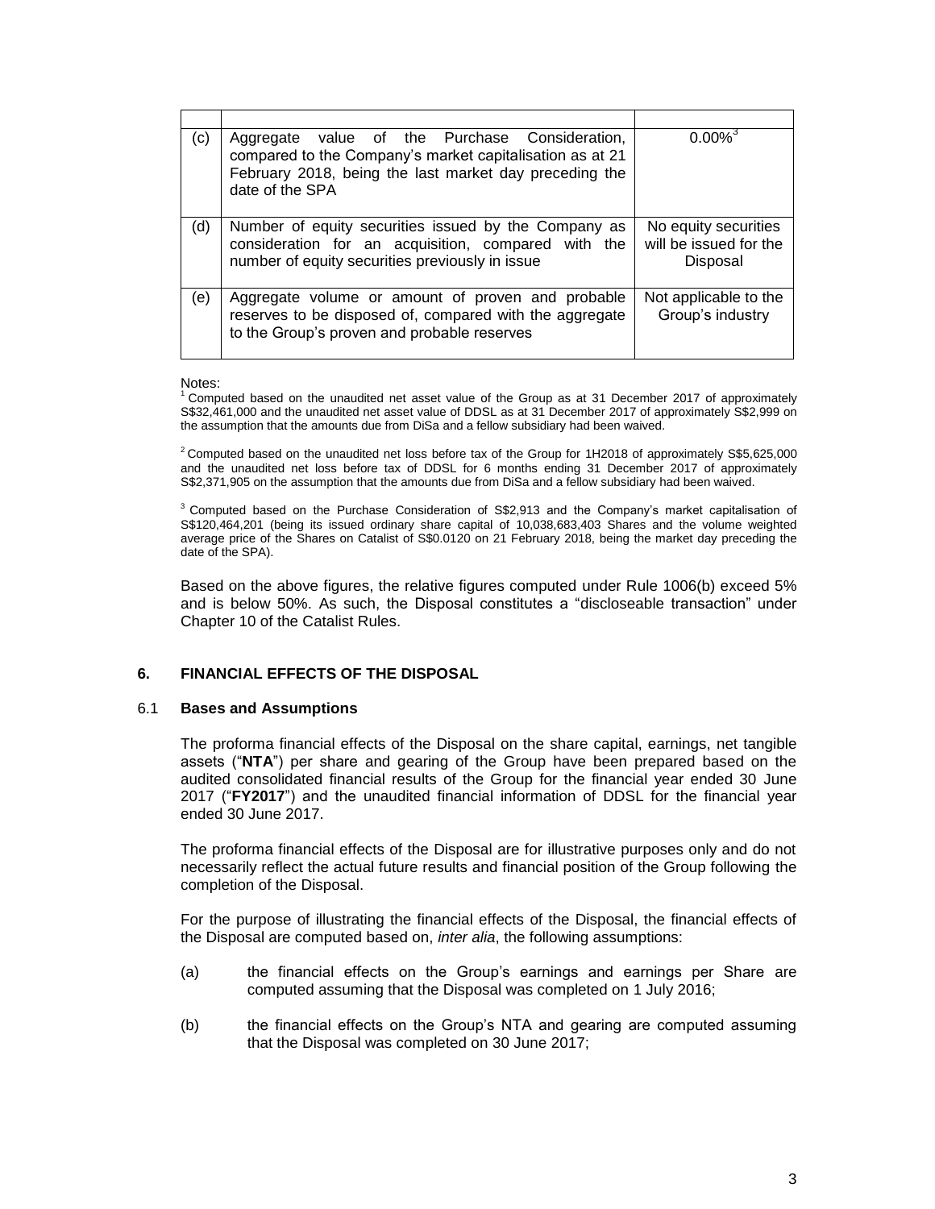| | | |
|---|---|---|
| (c) | Aggregate value of the Purchase Consideration, compared to the Company's market capitalisation as at 21 February 2018, being the last market day preceding the date of the SPA | 0.00%[3] |
| (d) | Number of equity securities issued by the Company as consideration for an acquisition, compared with the number of equity securities previously in issue | No equity securities will be issued for the Disposal |
| (e) | Aggregate volume or amount of proven and probable reserves to be disposed of, compared with the aggregate to the Group's proven and probable reserves | Not applicable to the Group's industry |

Notes:
[1] Computed based on the unaudited net asset value of the Group as at 31 December 2017 of approximately S$32,461,000 and the unaudited net asset value of DDSL as at 31 December 2017 of approximately S$2,999 on the assumption that the amounts due from DiSa and a fellow subsidiary had been waived.

[2] Computed based on the unaudited net loss before tax of the Group for 1H2018 of approximately S$5,625,000 and the unaudited net loss before tax of DDSL for 6 months ending 31 December 2017 of approximately S$2,371,905 on the assumption that the amounts due from DiSa and a fellow subsidiary had been waived.

[3] Computed based on the Purchase Consideration of S$2,913 and the Company's market capitalisation of S$120,464,201 (being its issued ordinary share capital of 10,038,683,403 Shares and the volume weighted average price of the Shares on Catalist of S$0.0120 on 21 February 2018, being the market day preceding the date of the SPA).

Based on the above figures, the relative figures computed under Rule 1006(b) exceed 5% and is below 50%. As such, the Disposal constitutes a "discloseable transaction" under Chapter 10 of the Catalist Rules.

## 6. FINANCIAL EFFECTS OF THE DISPOSAL

### 6.1 Bases and Assumptions

The proforma financial effects of the Disposal on the share capital, earnings, net tangible assets ("**NTA**") per share and gearing of the Group have been prepared based on the audited consolidated financial results of the Group for the financial year ended 30 June 2017 ("**FY2017**") and the unaudited financial information of DDSL for the financial year ended 30 June 2017.

The proforma financial effects of the Disposal are for illustrative purposes only and do not necessarily reflect the actual future results and financial position of the Group following the completion of the Disposal.

For the purpose of illustrating the financial effects of the Disposal, the financial effects of the Disposal are computed based on, *inter alia*, the following assumptions:

(a) the financial effects on the Group's earnings and earnings per Share are computed assuming that the Disposal was completed on 1 July 2016;

(b) the financial effects on the Group's NTA and gearing are computed assuming that the Disposal was completed on 30 June 2017;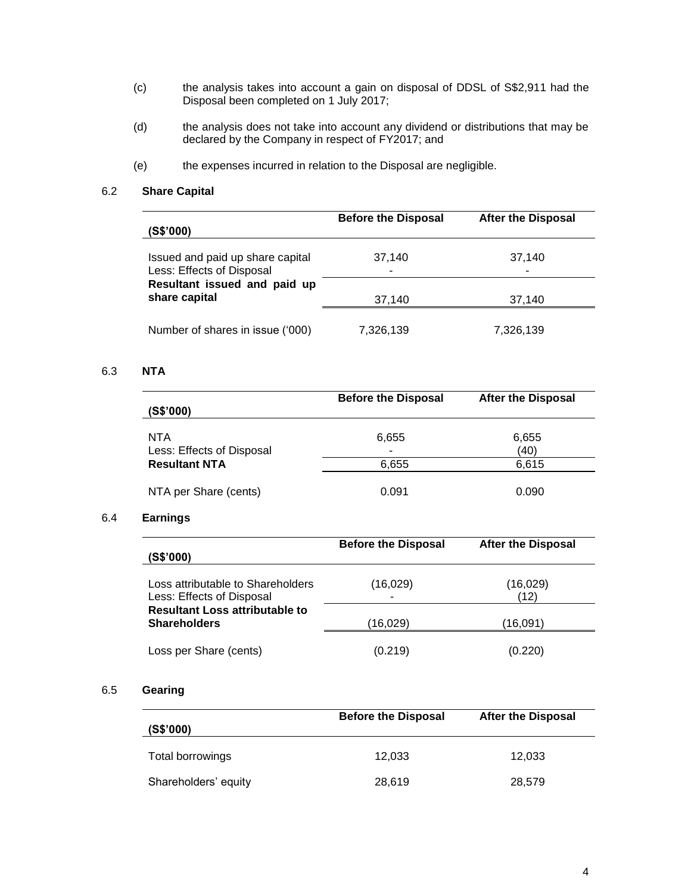(c) the analysis takes into account a gain on disposal of DDSL of S$2,911 had the Disposal been completed on 1 July 2017;

(d) the analysis does not take into account any dividend or distributions that may be declared by the Company in respect of FY2017; and

(e) the expenses incurred in relation to the Disposal are negligible.

6.2 **Share Capital**

| (S$'000) | Before the Disposal | After the Disposal |
|---|---|---|
| Issued and paid up share capital | 37,140 | 37,140 |
| Less: Effects of Disposal | - | - |
| **Resultant issued and paid up share capital** | 37,140 | 37,140 |
| Number of shares in issue ('000) | 7,326,139 | 7,326,139 |

6.3 **NTA**

| (S$'000) | Before the Disposal | After the Disposal |
|---|---|---|
| NTA | 6,655 | 6,655 |
| Less: Effects of Disposal | - | (40) |
| **Resultant NTA** | 6,655 | 6,615 |
| NTA per Share (cents) | 0.091 | 0.090 |

6.4 **Earnings**

| (S$'000) | Before the Disposal | After the Disposal |
|---|---|---|
| Loss attributable to Shareholders | (16,029) | (16,029) |
| Less: Effects of Disposal | - | (12) |
| **Resultant Loss attributable to Shareholders** | (16,029) | (16,091) |
| Loss per Share (cents) | (0.219) | (0.220) |

6.5 **Gearing**

| (S$'000) | Before the Disposal | After the Disposal |
|---|---|---|
| Total borrowings | 12,033 | 12,033 |
| Shareholders' equity | 28,619 | 28,579 |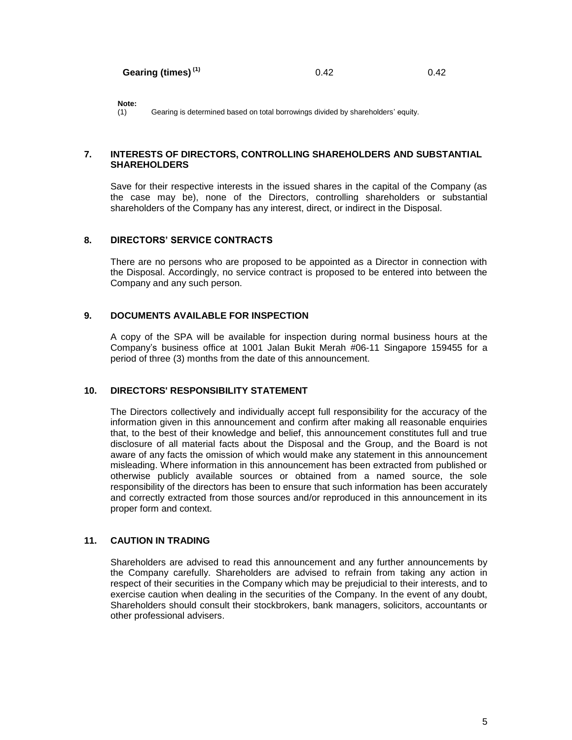| Gearing (times) [1] | 0.42 | 0.42 |
|---|---|---|

**Note:**
(1) Gearing is determined based on total borrowings divided by shareholders' equity.

## 7. INTERESTS OF DIRECTORS, CONTROLLING SHAREHOLDERS AND SUBSTANTIAL SHAREHOLDERS

Save for their respective interests in the issued shares in the capital of the Company (as the case may be), none of the Directors, controlling shareholders or substantial shareholders of the Company has any interest, direct, or indirect in the Disposal.

## 8. DIRECTORS' SERVICE CONTRACTS

There are no persons who are proposed to be appointed as a Director in connection with the Disposal. Accordingly, no service contract is proposed to be entered into between the Company and any such person.

## 9. DOCUMENTS AVAILABLE FOR INSPECTION

A copy of the SPA will be available for inspection during normal business hours at the Company's business office at 1001 Jalan Bukit Merah #06-11 Singapore 159455 for a period of three (3) months from the date of this announcement.

## 10. DIRECTORS' RESPONSIBILITY STATEMENT

The Directors collectively and individually accept full responsibility for the accuracy of the information given in this announcement and confirm after making all reasonable enquiries that, to the best of their knowledge and belief, this announcement constitutes full and true disclosure of all material facts about the Disposal and the Group, and the Board is not aware of any facts the omission of which would make any statement in this announcement misleading. Where information in this announcement has been extracted from published or otherwise publicly available sources or obtained from a named source, the sole responsibility of the directors has been to ensure that such information has been accurately and correctly extracted from those sources and/or reproduced in this announcement in its proper form and context.

## 11. CAUTION IN TRADING

Shareholders are advised to read this announcement and any further announcements by the Company carefully. Shareholders are advised to refrain from taking any action in respect of their securities in the Company which may be prejudicial to their interests, and to exercise caution when dealing in the securities of the Company. In the event of any doubt, Shareholders should consult their stockbrokers, bank managers, solicitors, accountants or other professional advisers.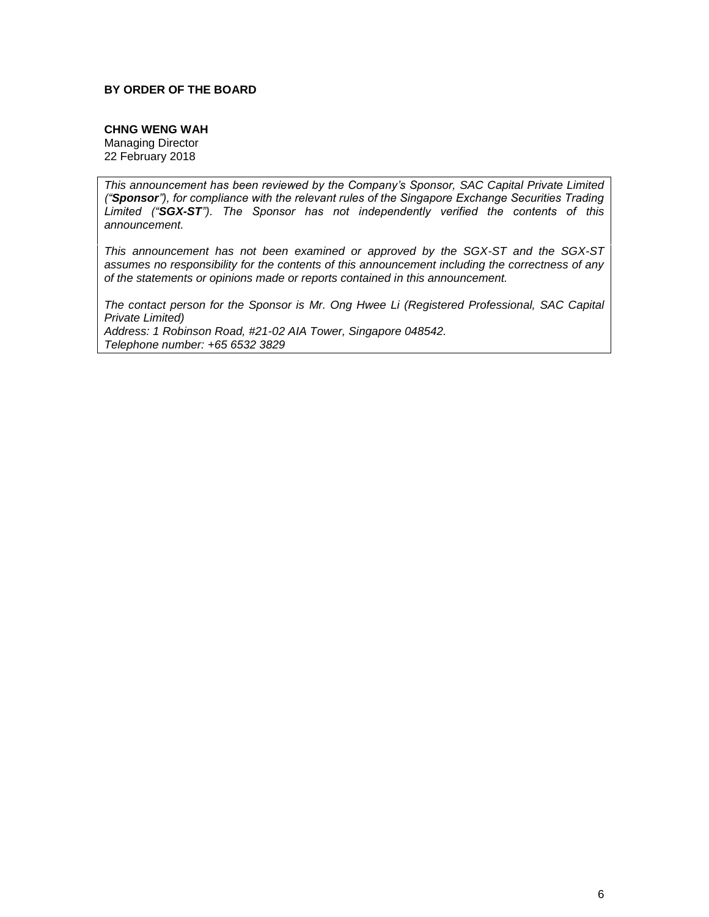**BY ORDER OF THE BOARD**

**CHNG WENG WAH**
Managing Director
22 February 2018

*This announcement has been reviewed by the Company's Sponsor, SAC Capital Private Limited ("**Sponsor**"), for compliance with the relevant rules of the Singapore Exchange Securities Trading Limited ("**SGX-ST**"). The Sponsor has not independently verified the contents of this announcement.*

*This announcement has not been examined or approved by the SGX-ST and the SGX-ST assumes no responsibility for the contents of this announcement including the correctness of any of the statements or opinions made or reports contained in this announcement.*

*The contact person for the Sponsor is Mr. Ong Hwee Li (Registered Professional, SAC Capital Private Limited)*
*Address: 1 Robinson Road, #21-02 AIA Tower, Singapore 048542.*
*Telephone number: +65 6532 3829*